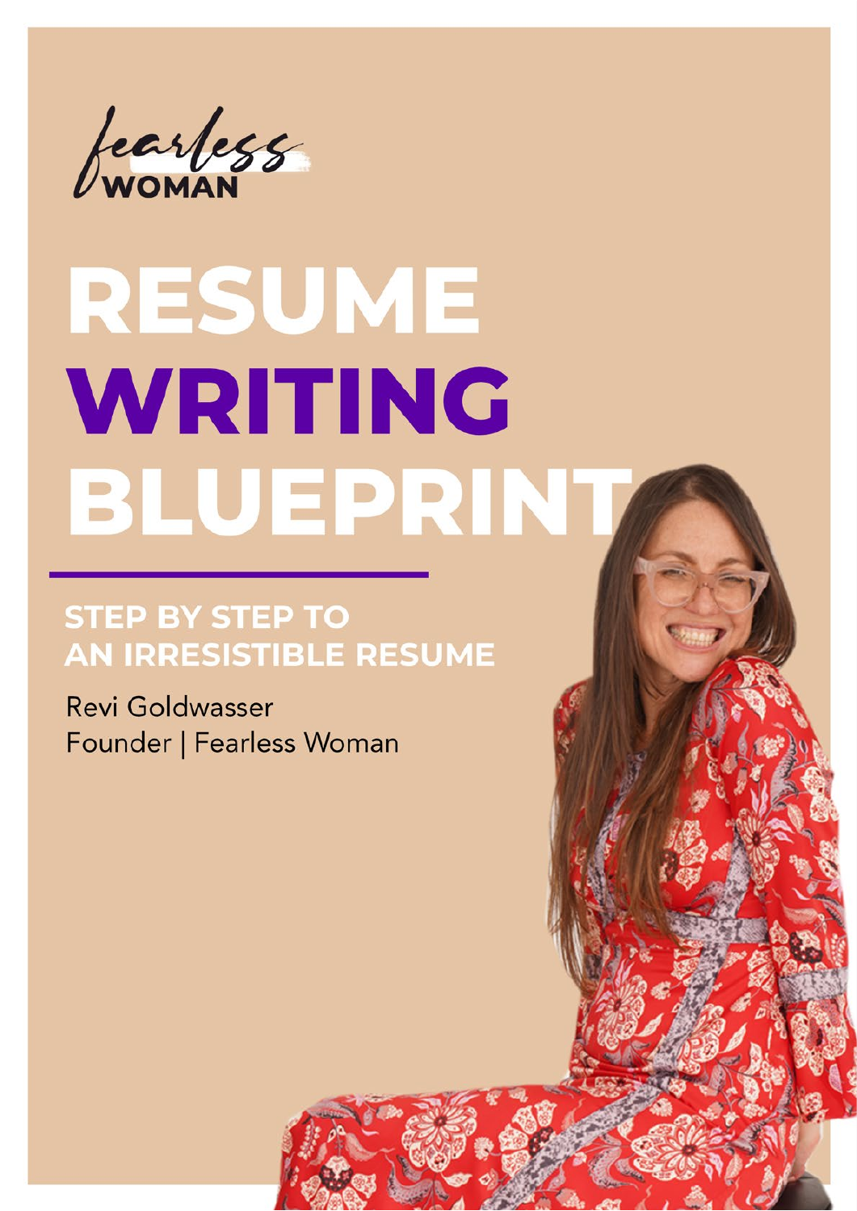fearless WOMAN

# RESUME WRITING BLUEPRINT

## STEP BY STEP TO AN IRRESISTIBLE RESUME

Revi Goldwasser
Founder | Fearless Woman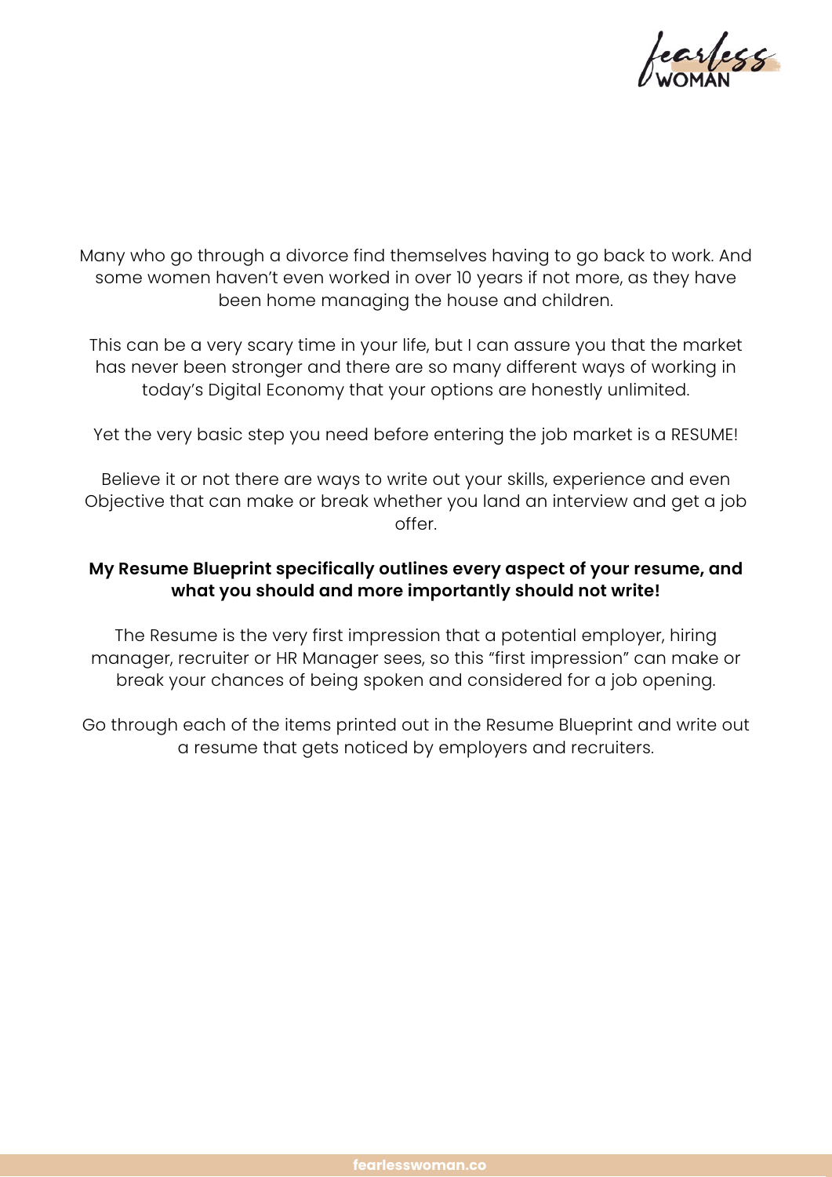Many who go through a divorce find themselves having to go back to work. And some women haven't even worked in over 10 years if not more, as they have been home managing the house and children.

This can be a very scary time in your life, but I can assure you that the market has never been stronger and there are so many different ways of working in today's Digital Economy that your options are honestly unlimited.

Yet the very basic step you need before entering the job market is a RESUME!

Believe it or not there are ways to write out your skills, experience and even Objective that can make or break whether you land an interview and get a job offer.

**My Resume Blueprint specifically outlines every aspect of your resume, and what you should and more importantly should not write!**

The Resume is the very first impression that a potential employer, hiring manager, recruiter or HR Manager sees, so this "first impression" can make or break your chances of being spoken and considered for a job opening.

Go through each of the items printed out in the Resume Blueprint and write out a resume that gets noticed by employers and recruiters.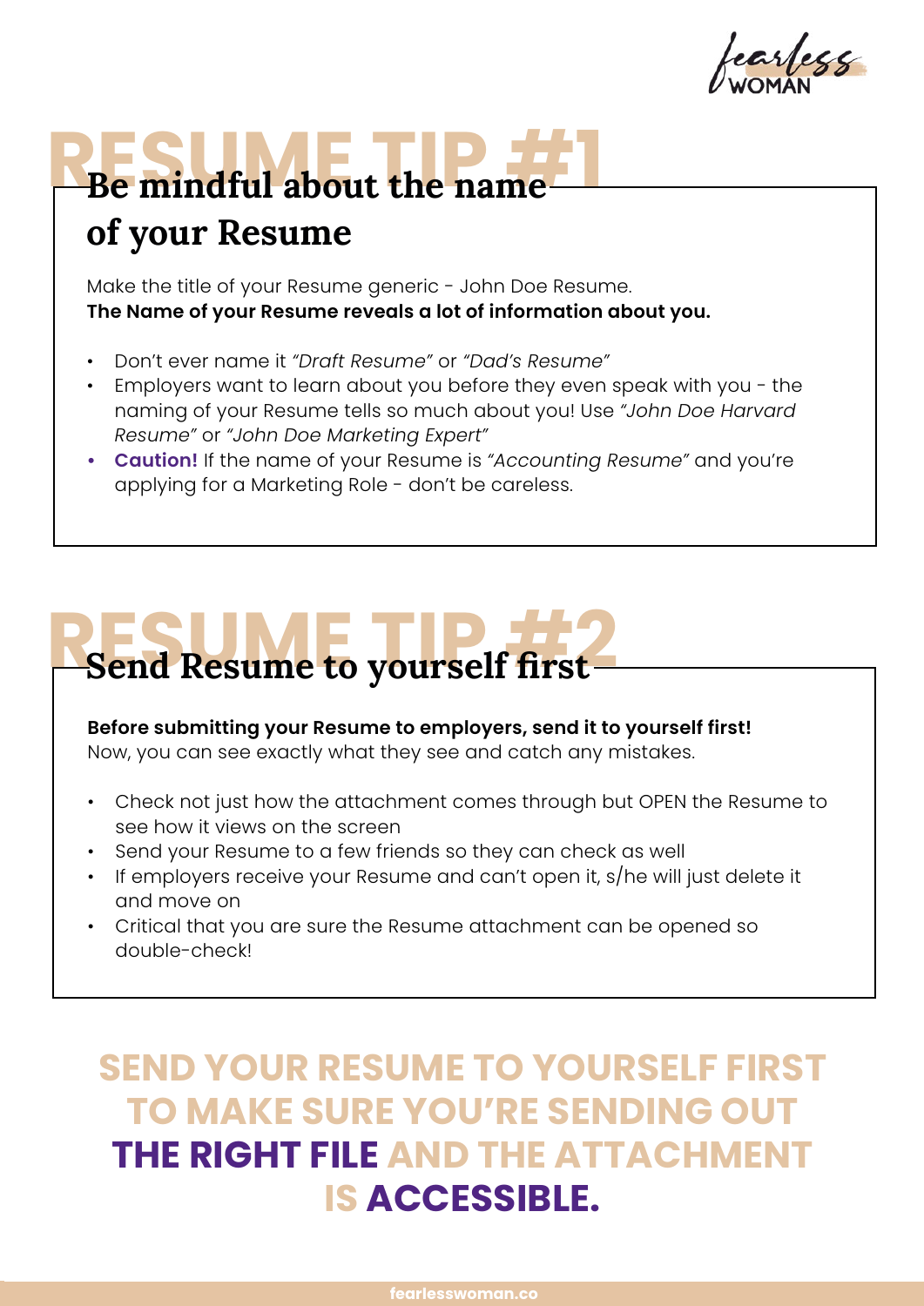# RESUME TIP #1

## Be mindful about the name of your Resume

Make the title of your Resume generic - John Doe Resume.
**The Name of your Resume reveals a lot of information about you.**

- Don't ever name it *"Draft Resume"* or *"Dad's Resume"*
- Employers want to learn about you before they even speak with you - the naming of your Resume tells so much about you! Use *"John Doe Harvard Resume"* or *"John Doe Marketing Expert"*
- **Caution!** If the name of your Resume is *"Accounting Resume"* and you're applying for a Marketing Role - don't be careless.

# RESUME TIP #2

## Send Resume to yourself first

**Before submitting your Resume to employers, send it to yourself first!**
Now, you can see exactly what they see and catch any mistakes.

- Check not just how the attachment comes through but OPEN the Resume to see how it views on the screen
- Send your Resume to a few friends so they can check as well
- If employers receive your Resume and can't open it, s/he will just delete it and move on
- Critical that you are sure the Resume attachment can be opened so double-check!

**SEND YOUR RESUME TO YOURSELF FIRST TO MAKE SURE YOU'RE SENDING OUT THE RIGHT FILE AND THE ATTACHMENT IS ACCESSIBLE.**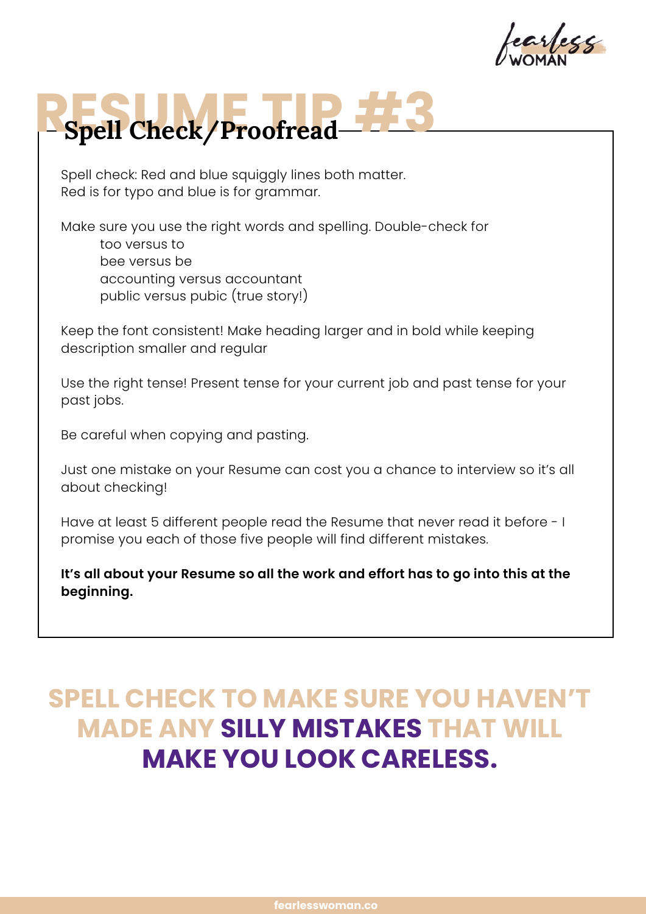# RESUME TIP #3

## Spell Check/Proofread

Spell check: Red and blue squiggly lines both matter.
Red is for typo and blue is for grammar.

Make sure you use the right words and spelling. Double-check for

- too versus to
- bee versus be
- accounting versus accountant
- public versus pubic (true story!)

Keep the font consistent! Make heading larger and in bold while keeping description smaller and regular

Use the right tense! Present tense for your current job and past tense for your past jobs.

Be careful when copying and pasting.

Just one mistake on your Resume can cost you a chance to interview so it's all about checking!

Have at least 5 different people read the Resume that never read it before - I promise you each of those five people will find different mistakes.

**It's all about your Resume so all the work and effort has to go into this at the beginning.**

**SPELL CHECK TO MAKE SURE YOU HAVEN'T MADE ANY SILLY MISTAKES THAT WILL MAKE YOU LOOK CARELESS.**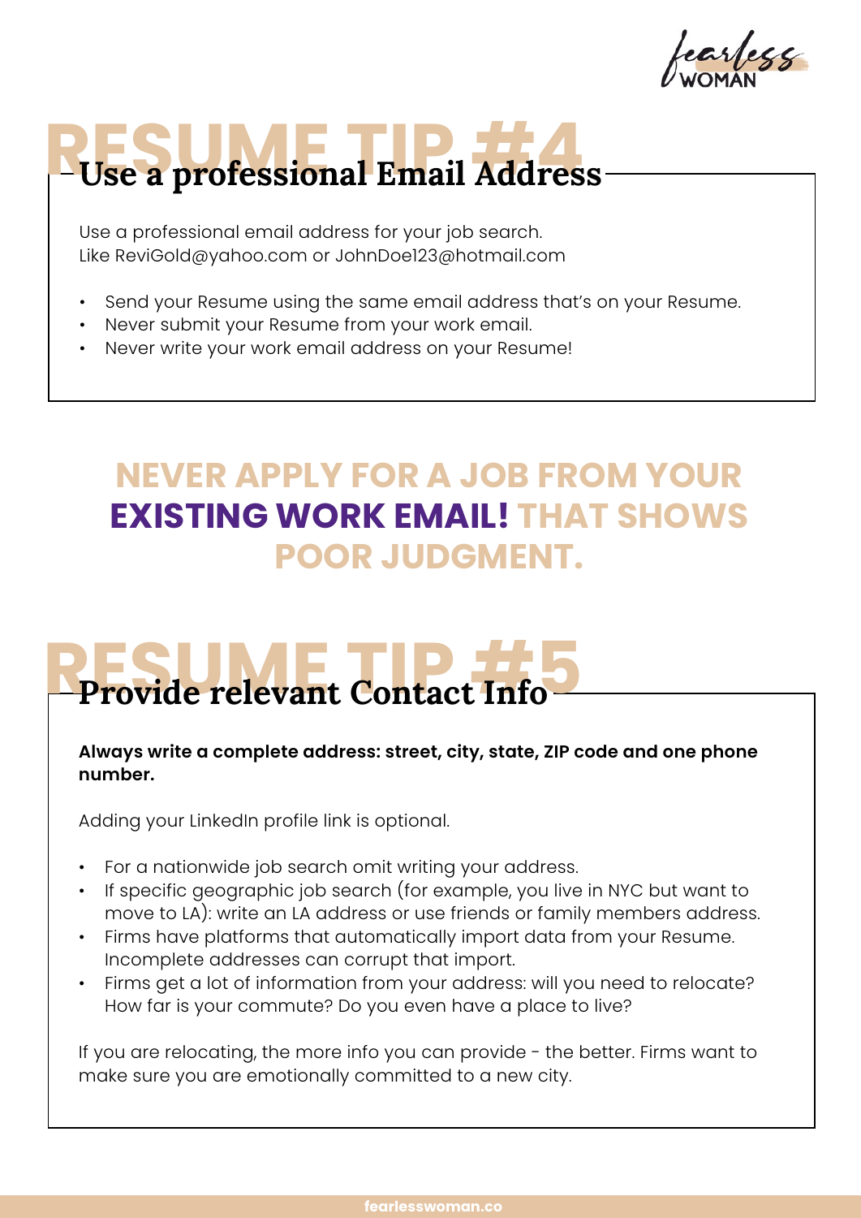# RESUME TIP #4

## Use a professional Email Address

Use a professional email address for your job search.
Like ReviGold@yahoo.com or JohnDoe123@hotmail.com

- Send your Resume using the same email address that's on your Resume.
- Never submit your Resume from your work email.
- Never write your work email address on your Resume!

**NEVER APPLY FOR A JOB FROM YOUR EXISTING WORK EMAIL! THAT SHOWS POOR JUDGMENT.**

# RESUME TIP #5

## Provide relevant Contact Info

**Always write a complete address: street, city, state, ZIP code and one phone number.**

Adding your LinkedIn profile link is optional.

- For a nationwide job search omit writing your address.
- If specific geographic job search (for example, you live in NYC but want to move to LA): write an LA address or use friends or family members address.
- Firms have platforms that automatically import data from your Resume. Incomplete addresses can corrupt that import.
- Firms get a lot of information from your address: will you need to relocate? How far is your commute? Do you even have a place to live?

If you are relocating, the more info you can provide - the better. Firms want to make sure you are emotionally committed to a new city.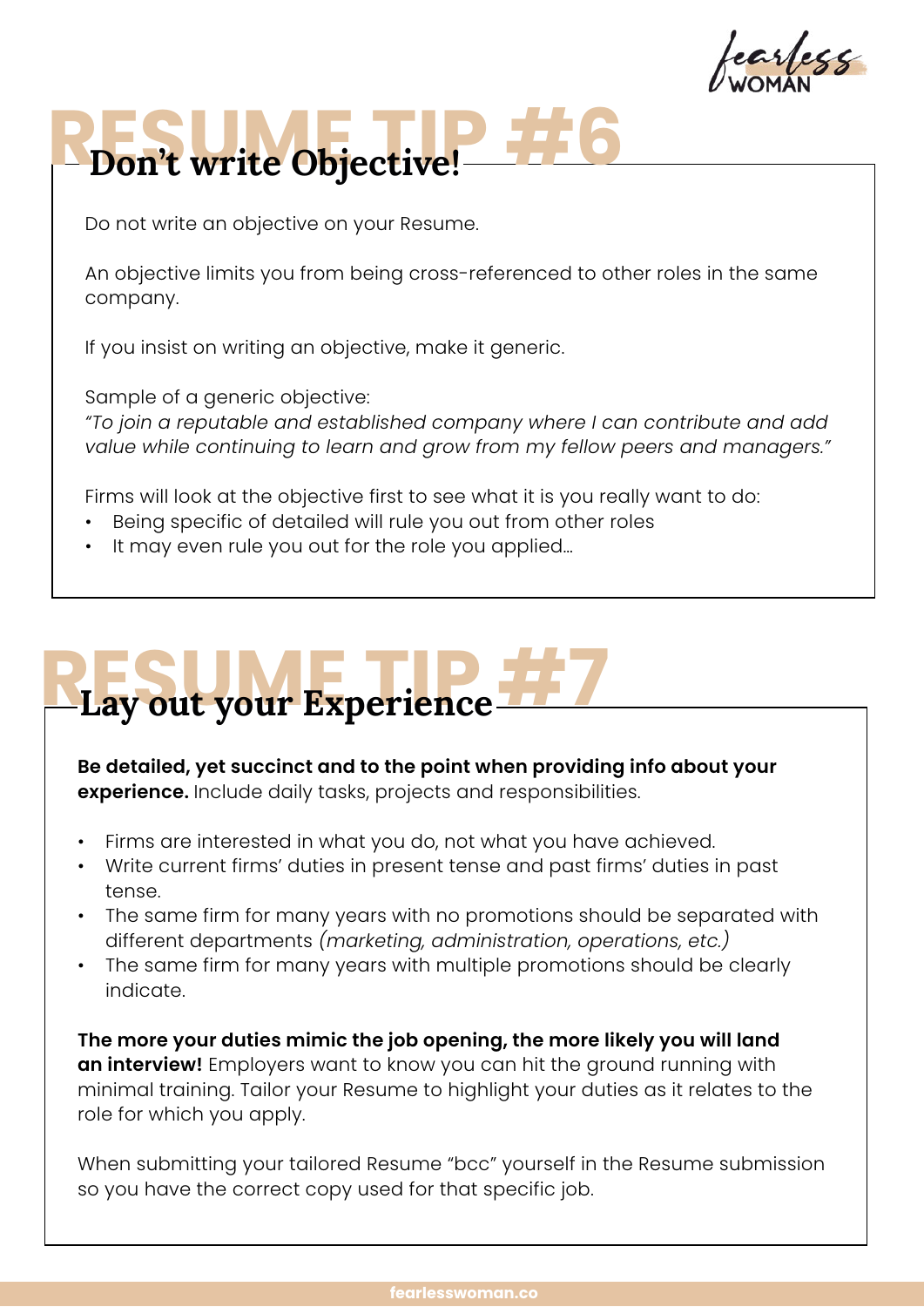# RESUME TIP #6

## Don't write Objective!

Do not write an objective on your Resume.

An objective limits you from being cross-referenced to other roles in the same company.

If you insist on writing an objective, make it generic.

Sample of a generic objective:
*"To join a reputable and established company where I can contribute and add value while continuing to learn and grow from my fellow peers and managers."*

Firms will look at the objective first to see what it is you really want to do:

- Being specific of detailed will rule you out from other roles
- It may even rule you out for the role you applied...

# RESUME TIP #7

## Lay out your Experience

**Be detailed, yet succinct and to the point when providing info about your experience.** Include daily tasks, projects and responsibilities.

- Firms are interested in what you do, not what you have achieved.
- Write current firms' duties in present tense and past firms' duties in past tense.
- The same firm for many years with no promotions should be separated with different departments *(marketing, administration, operations, etc.)*
- The same firm for many years with multiple promotions should be clearly indicate.

**The more your duties mimic the job opening, the more likely you will land an interview!** Employers want to know you can hit the ground running with minimal training. Tailor your Resume to highlight your duties as it relates to the role for which you apply.

When submitting your tailored Resume "bcc" yourself in the Resume submission so you have the correct copy used for that specific job.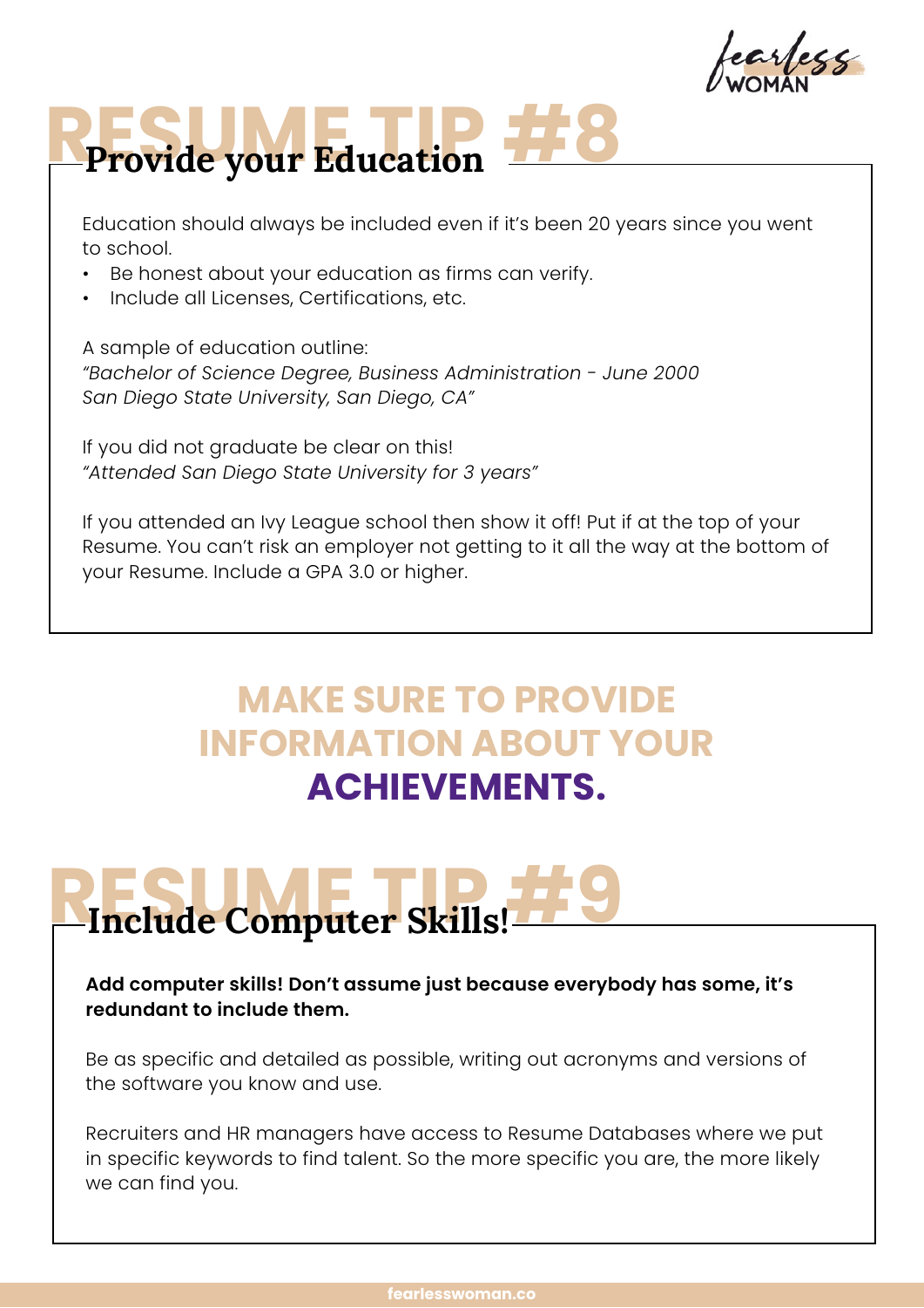# RESUME TIP #8

## Provide your Education

Education should always be included even if it's been 20 years since you went to school.

- Be honest about your education as firms can verify.
- Include all Licenses, Certifications, etc.

A sample of education outline:
*"Bachelor of Science Degree, Business Administration - June 2000*
*San Diego State University, San Diego, CA"*

If you did not graduate be clear on this!
*"Attended San Diego State University for 3 years"*

If you attended an Ivy League school then show it off! Put if at the top of your Resume. You can't risk an employer not getting to it all the way at the bottom of your Resume. Include a GPA 3.0 or higher.

**MAKE SURE TO PROVIDE INFORMATION ABOUT YOUR ACHIEVEMENTS.**

# RESUME TIP #9

## Include Computer Skills!

**Add computer skills! Don't assume just because everybody has some, it's redundant to include them.**

Be as specific and detailed as possible, writing out acronyms and versions of the software you know and use.

Recruiters and HR managers have access to Resume Databases where we put in specific keywords to find talent. So the more specific you are, the more likely we can find you.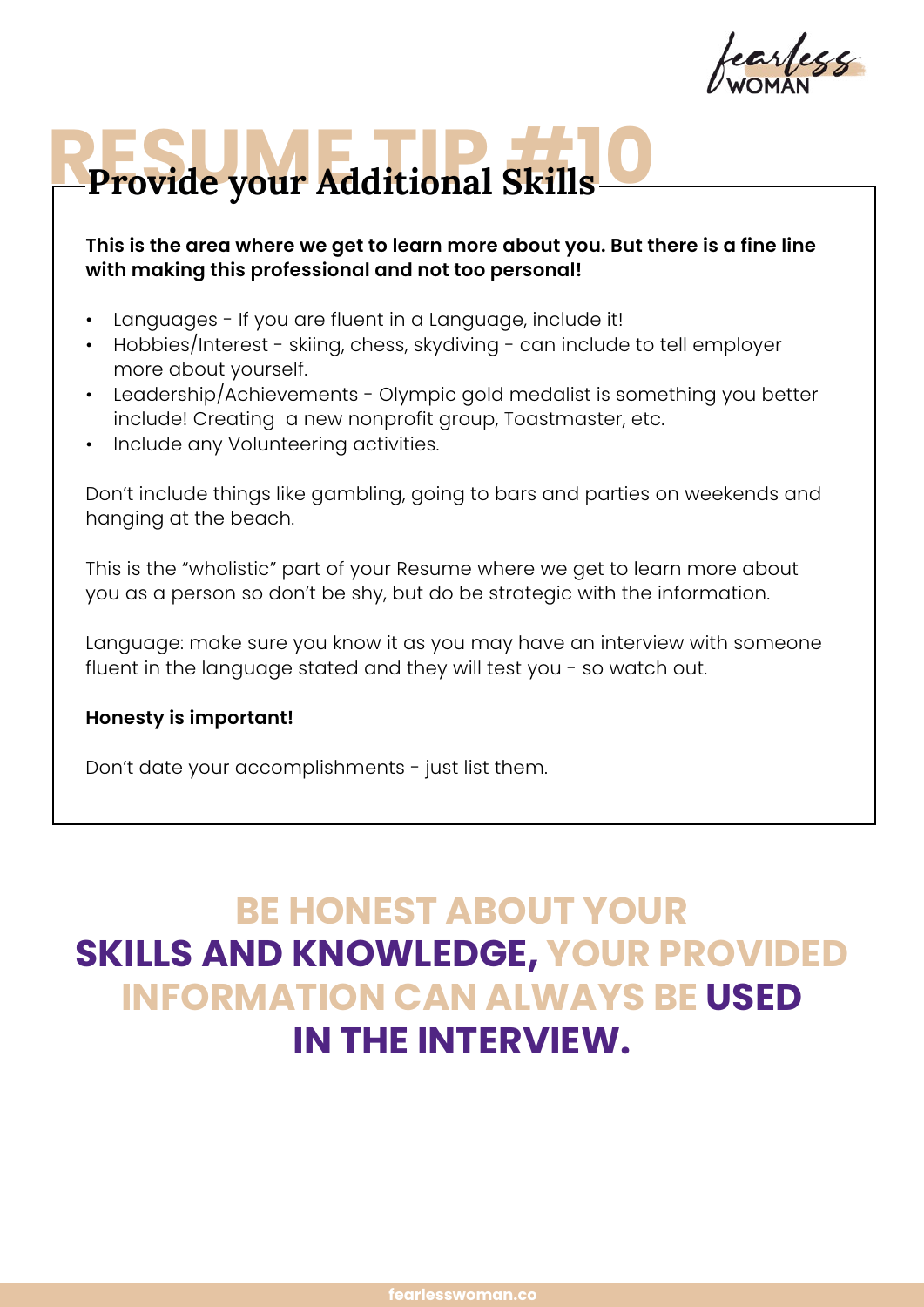# RESUME TIP #10

## Provide your Additional Skills

**This is the area where we get to learn more about you. But there is a fine line with making this professional and not too personal!**

- Languages - If you are fluent in a Language, include it!
- Hobbies/Interest - skiing, chess, skydiving - can include to tell employer more about yourself.
- Leadership/Achievements - Olympic gold medalist is something you better include! Creating a new nonprofit group, Toastmaster, etc.
- Include any Volunteering activities.

Don't include things like gambling, going to bars and parties on weekends and hanging at the beach.

This is the "wholistic" part of your Resume where we get to learn more about you as a person so don't be shy, but do be strategic with the information.

Language: make sure you know it as you may have an interview with someone fluent in the language stated and they will test you - so watch out.

**Honesty is important!**

Don't date your accomplishments - just list them.

**BE HONEST ABOUT YOUR SKILLS AND KNOWLEDGE, YOUR PROVIDED INFORMATION CAN ALWAYS BE USED IN THE INTERVIEW.**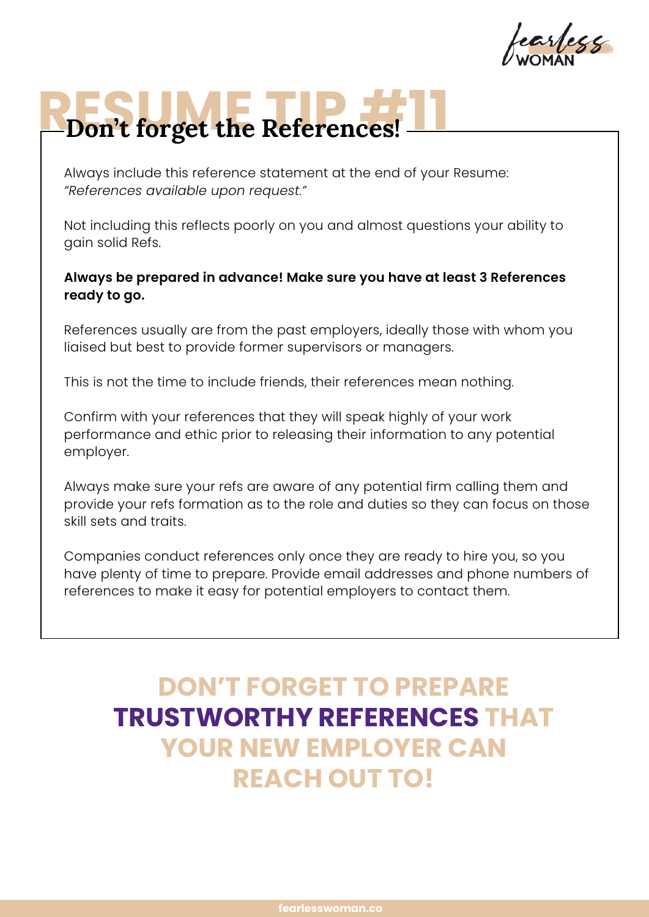# RESUME TIP #11

## Don't forget the References!

Always include this reference statement at the end of your Resume: *"References available upon request."*

Not including this reflects poorly on you and almost questions your ability to gain solid Refs.

**Always be prepared in advance! Make sure you have at least 3 References ready to go.**

References usually are from the past employers, ideally those with whom you liaised but best to provide former supervisors or managers.

This is not the time to include friends, their references mean nothing.

Confirm with your references that they will speak highly of your work performance and ethic prior to releasing their information to any potential employer.

Always make sure your refs are aware of any potential firm calling them and provide your refs formation as to the role and duties so they can focus on those skill sets and traits.

Companies conduct references only once they are ready to hire you, so you have plenty of time to prepare. Provide email addresses and phone numbers of references to make it easy for potential employers to contact them.

**DON'T FORGET TO PREPARE TRUSTWORTHY REFERENCES THAT YOUR NEW EMPLOYER CAN REACH OUT TO!**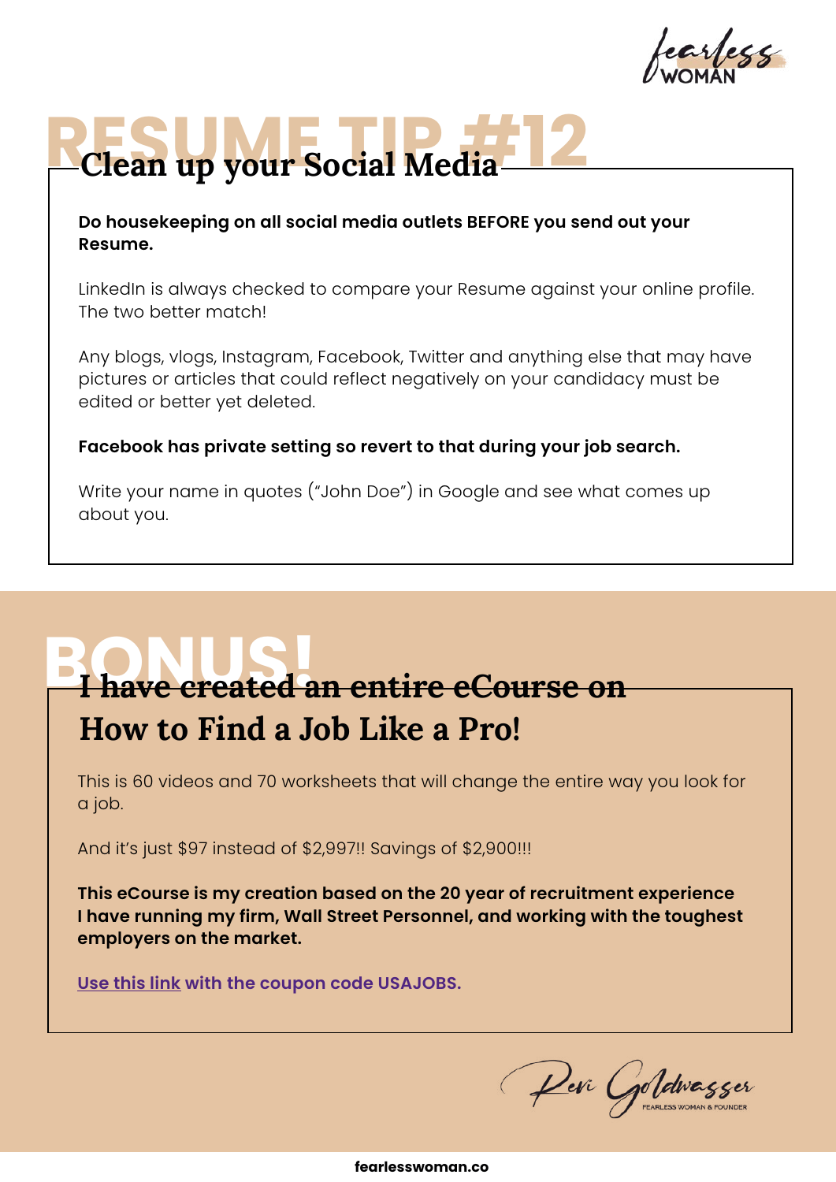# RESUME TIP #12

## Clean up your Social Media

**Do housekeeping on all social media outlets BEFORE you send out your Resume.**

LinkedIn is always checked to compare your Resume against your online profile. The two better match!

Any blogs, vlogs, Instagram, Facebook, Twitter and anything else that may have pictures or articles that could reflect negatively on your candidacy must be edited or better yet deleted.

**Facebook has private setting so revert to that during your job search.**

Write your name in quotes ("John Doe") in Google and see what comes up about you.

# BONUS!

## I have created an entire eCourse on How to Find a Job Like a Pro!

This is 60 videos and 70 worksheets that will change the entire way you look for a job.

And it's just $97 instead of $2,997!! Savings of $2,900!!!

**This eCourse is my creation based on the 20 year of recruitment experience I have running my firm, Wall Street Personnel, and working with the toughest employers on the market.**

**Use this link with the coupon code USAJOBS.**

Revi Goldwasser
FEARLESS WOMAN & FOUNDER

fearlesswoman.co